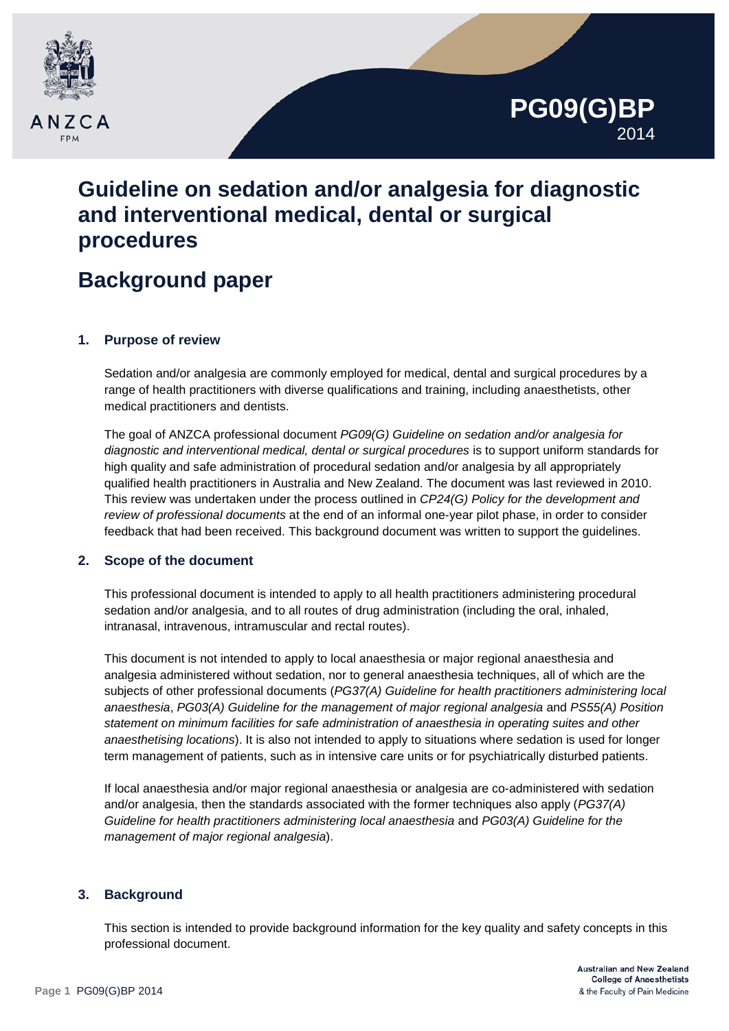PG09(G)BP
2014

# Guideline on sedation and/or analgesia for diagnostic and interventional medical, dental or surgical procedures

# Background paper

## 1. Purpose of review

Sedation and/or analgesia are commonly employed for medical, dental and surgical procedures by a range of health practitioners with diverse qualifications and training, including anaesthetists, other medical practitioners and dentists.

The goal of ANZCA professional document *PG09(G) Guideline on sedation and/or analgesia for diagnostic and interventional medical, dental or surgical procedures* is to support uniform standards for high quality and safe administration of procedural sedation and/or analgesia by all appropriately qualified health practitioners in Australia and New Zealand. The document was last reviewed in 2010. This review was undertaken under the process outlined in *CP24(G) Policy for the development and review of professional documents* at the end of an informal one-year pilot phase, in order to consider feedback that had been received. This background document was written to support the guidelines.

## 2. Scope of the document

This professional document is intended to apply to all health practitioners administering procedural sedation and/or analgesia, and to all routes of drug administration (including the oral, inhaled, intranasal, intravenous, intramuscular and rectal routes).

This document is not intended to apply to local anaesthesia or major regional anaesthesia and analgesia administered without sedation, nor to general anaesthesia techniques, all of which are the subjects of other professional documents (*PG37(A) Guideline for health practitioners administering local anaesthesia*, *PG03(A) Guideline for the management of major regional analgesia* and *PS55(A) Position statement on minimum facilities for safe administration of anaesthesia in operating suites and other anaesthetising locations*). It is also not intended to apply to situations where sedation is used for longer term management of patients, such as in intensive care units or for psychiatrically disturbed patients.

If local anaesthesia and/or major regional anaesthesia or analgesia are co-administered with sedation and/or analgesia, then the standards associated with the former techniques also apply (*PG37(A) Guideline for health practitioners administering local anaesthesia* and *PG03(A) Guideline for the management of major regional analgesia*).

## 3. Background

This section is intended to provide background information for the key quality and safety concepts in this professional document.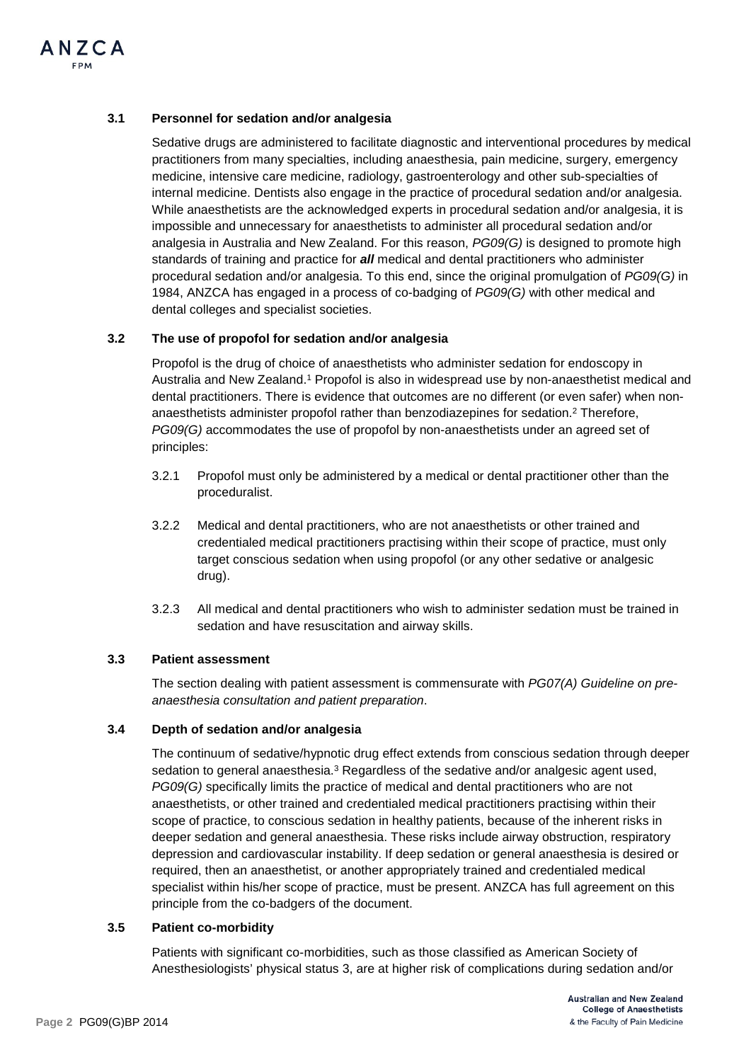### 3.1 Personnel for sedation and/or analgesia

Sedative drugs are administered to facilitate diagnostic and interventional procedures by medical practitioners from many specialties, including anaesthesia, pain medicine, surgery, emergency medicine, intensive care medicine, radiology, gastroenterology and other sub-specialties of internal medicine. Dentists also engage in the practice of procedural sedation and/or analgesia. While anaesthetists are the acknowledged experts in procedural sedation and/or analgesia, it is impossible and unnecessary for anaesthetists to administer all procedural sedation and/or analgesia in Australia and New Zealand. For this reason, *PG09(G)* is designed to promote high standards of training and practice for ***all*** medical and dental practitioners who administer procedural sedation and/or analgesia. To this end, since the original promulgation of *PG09(G)* in 1984, ANZCA has engaged in a process of co-badging of *PG09(G)* with other medical and dental colleges and specialist societies.

### 3.2 The use of propofol for sedation and/or analgesia

Propofol is the drug of choice of anaesthetists who administer sedation for endoscopy in Australia and New Zealand.[1] Propofol is also in widespread use by non-anaesthetist medical and dental practitioners. There is evidence that outcomes are no different (or even safer) when non-anaesthetists administer propofol rather than benzodiazepines for sedation.[2] Therefore, *PG09(G)* accommodates the use of propofol by non-anaesthetists under an agreed set of principles:

3.2.1 Propofol must only be administered by a medical or dental practitioner other than the proceduralist.

3.2.2 Medical and dental practitioners, who are not anaesthetists or other trained and credentialed medical practitioners practising within their scope of practice, must only target conscious sedation when using propofol (or any other sedative or analgesic drug).

3.2.3 All medical and dental practitioners who wish to administer sedation must be trained in sedation and have resuscitation and airway skills.

### 3.3 Patient assessment

The section dealing with patient assessment is commensurate with *PG07(A) Guideline on pre-anaesthesia consultation and patient preparation*.

### 3.4 Depth of sedation and/or analgesia

The continuum of sedative/hypnotic drug effect extends from conscious sedation through deeper sedation to general anaesthesia.[3] Regardless of the sedative and/or analgesic agent used, *PG09(G)* specifically limits the practice of medical and dental practitioners who are not anaesthetists, or other trained and credentialed medical practitioners practising within their scope of practice, to conscious sedation in healthy patients, because of the inherent risks in deeper sedation and general anaesthesia. These risks include airway obstruction, respiratory depression and cardiovascular instability. If deep sedation or general anaesthesia is desired or required, then an anaesthetist, or another appropriately trained and credentialed medical specialist within his/her scope of practice, must be present. ANZCA has full agreement on this principle from the co-badgers of the document.

### 3.5 Patient co-morbidity

Patients with significant co-morbidities, such as those classified as American Society of Anesthesiologists' physical status 3, are at higher risk of complications during sedation and/or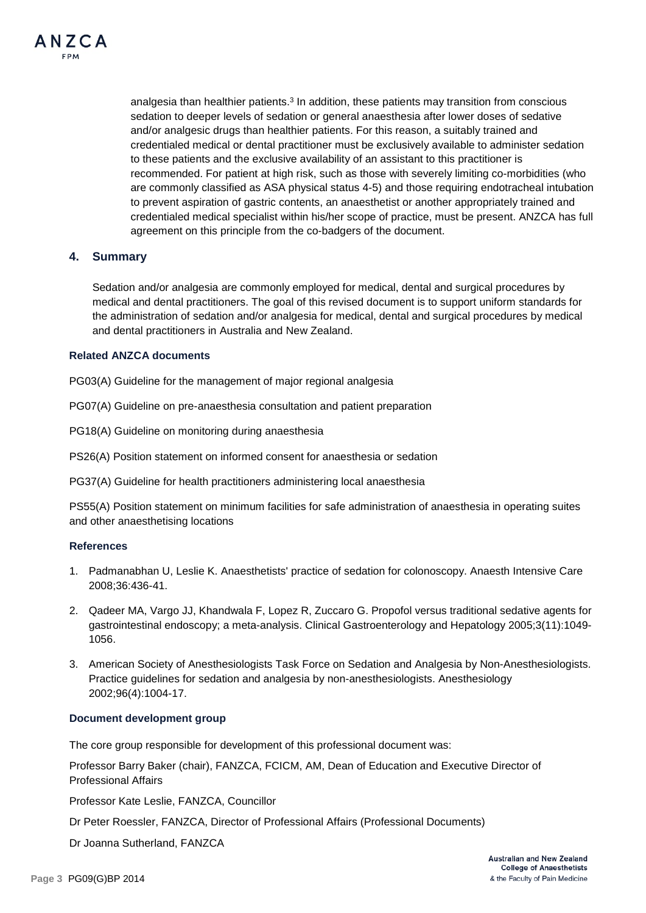analgesia than healthier patients.[3] In addition, these patients may transition from conscious sedation to deeper levels of sedation or general anaesthesia after lower doses of sedative and/or analgesic drugs than healthier patients. For this reason, a suitably trained and credentialed medical or dental practitioner must be exclusively available to administer sedation to these patients and the exclusive availability of an assistant to this practitioner is recommended. For patient at high risk, such as those with severely limiting co-morbidities (who are commonly classified as ASA physical status 4-5) and those requiring endotracheal intubation to prevent aspiration of gastric contents, an anaesthetist or another appropriately trained and credentialed medical specialist within his/her scope of practice, must be present. ANZCA has full agreement on this principle from the co-badgers of the document.

## 4. Summary

Sedation and/or analgesia are commonly employed for medical, dental and surgical procedures by medical and dental practitioners. The goal of this revised document is to support uniform standards for the administration of sedation and/or analgesia for medical, dental and surgical procedures by medical and dental practitioners in Australia and New Zealand.

### Related ANZCA documents

PG03(A) Guideline for the management of major regional analgesia

PG07(A) Guideline on pre-anaesthesia consultation and patient preparation

PG18(A) Guideline on monitoring during anaesthesia

PS26(A) Position statement on informed consent for anaesthesia or sedation

PG37(A) Guideline for health practitioners administering local anaesthesia

PS55(A) Position statement on minimum facilities for safe administration of anaesthesia in operating suites and other anaesthetising locations

### References

1. Padmanabhan U, Leslie K. Anaesthetists' practice of sedation for colonoscopy. Anaesth Intensive Care 2008;36:436-41.
2. Qadeer MA, Vargo JJ, Khandwala F, Lopez R, Zuccaro G. Propofol versus traditional sedative agents for gastrointestinal endoscopy; a meta-analysis. Clinical Gastroenterology and Hepatology 2005;3(11):1049-1056.
3. American Society of Anesthesiologists Task Force on Sedation and Analgesia by Non-Anesthesiologists. Practice guidelines for sedation and analgesia by non-anesthesiologists. Anesthesiology 2002;96(4):1004-17.

### Document development group

The core group responsible for development of this professional document was:

Professor Barry Baker (chair), FANZCA, FCICM, AM, Dean of Education and Executive Director of Professional Affairs

Professor Kate Leslie, FANZCA, Councillor

Dr Peter Roessler, FANZCA, Director of Professional Affairs (Professional Documents)

Dr Joanna Sutherland, FANZCA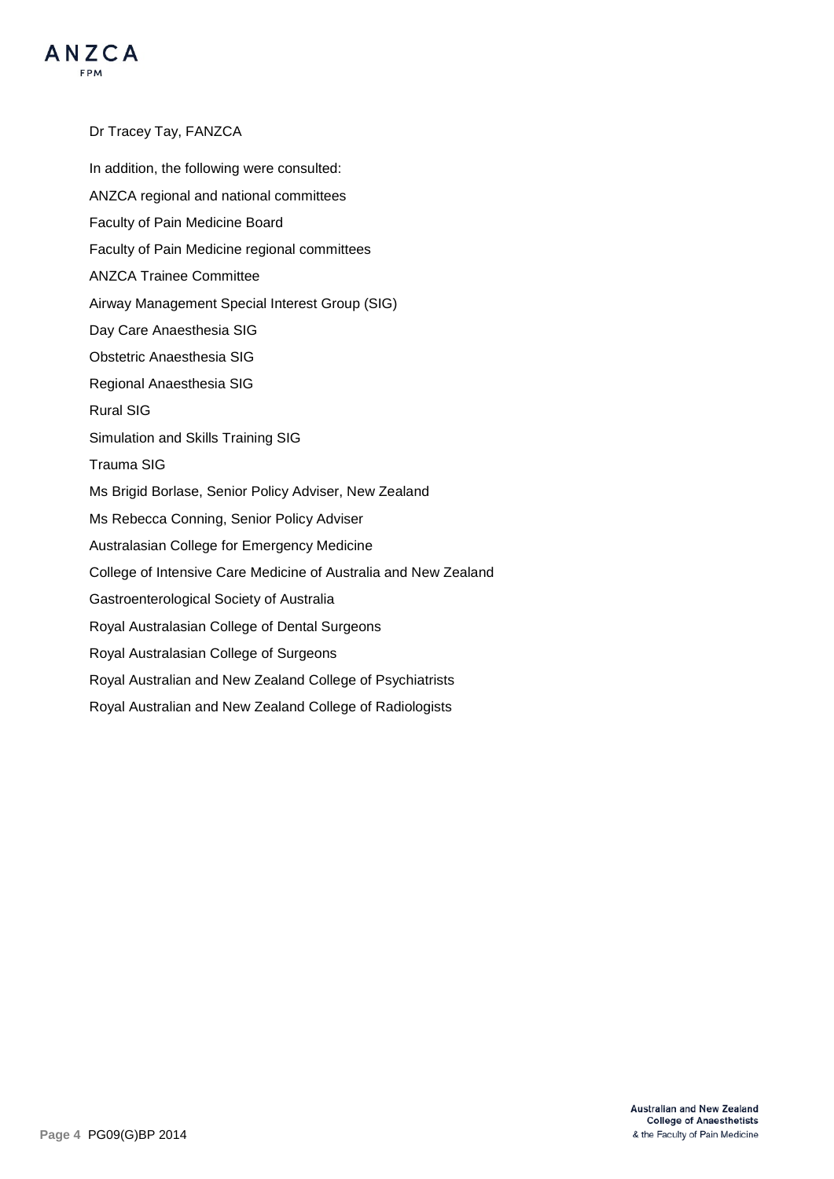Dr Tracey Tay, FANZCA

In addition, the following were consulted:

ANZCA regional and national committees

Faculty of Pain Medicine Board

Faculty of Pain Medicine regional committees

ANZCA Trainee Committee

Airway Management Special Interest Group (SIG)

Day Care Anaesthesia SIG

Obstetric Anaesthesia SIG

Regional Anaesthesia SIG

Rural SIG

Simulation and Skills Training SIG

Trauma SIG

Ms Brigid Borlase, Senior Policy Adviser, New Zealand

Ms Rebecca Conning, Senior Policy Adviser

Australasian College for Emergency Medicine

College of Intensive Care Medicine of Australia and New Zealand

Gastroenterological Society of Australia

Royal Australasian College of Dental Surgeons

Royal Australasian College of Surgeons

Royal Australian and New Zealand College of Psychiatrists

Royal Australian and New Zealand College of Radiologists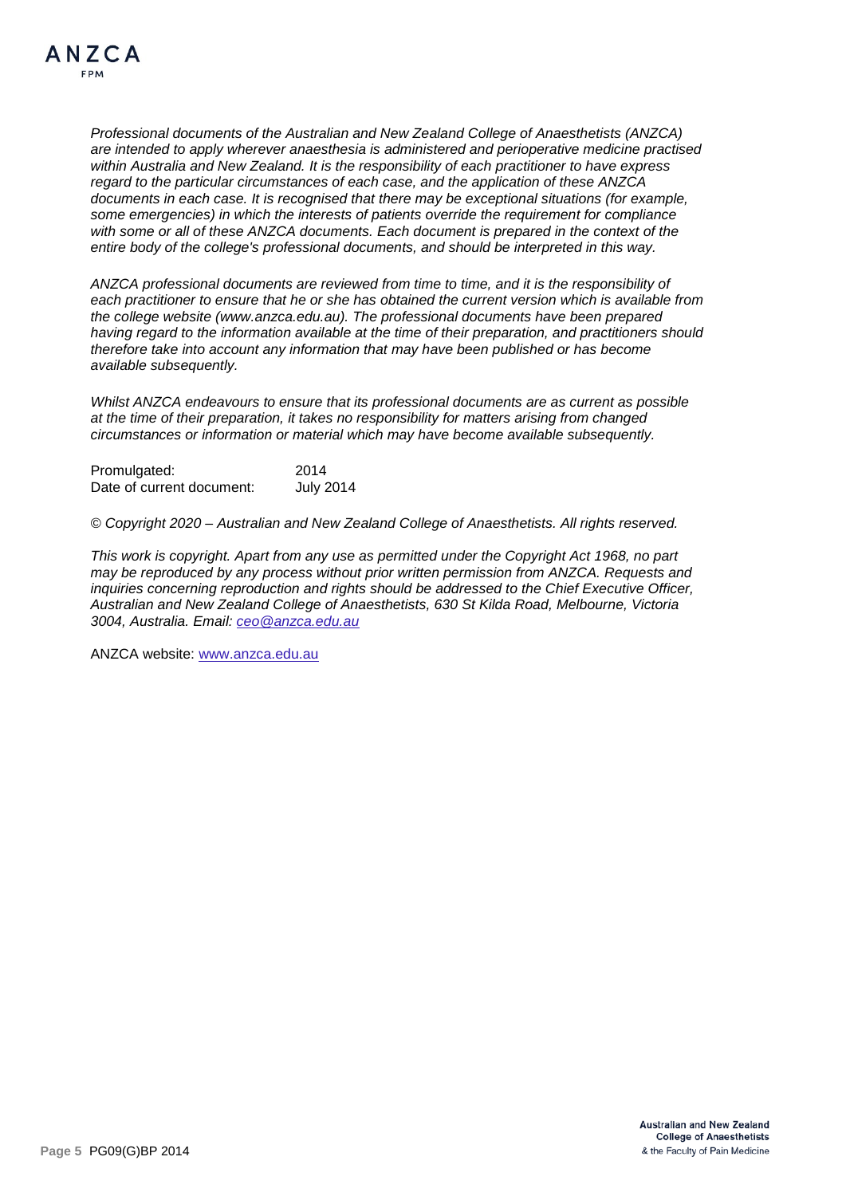*Professional documents of the Australian and New Zealand College of Anaesthetists (ANZCA) are intended to apply wherever anaesthesia is administered and perioperative medicine practised within Australia and New Zealand. It is the responsibility of each practitioner to have express regard to the particular circumstances of each case, and the application of these ANZCA documents in each case. It is recognised that there may be exceptional situations (for example, some emergencies) in which the interests of patients override the requirement for compliance with some or all of these ANZCA documents. Each document is prepared in the context of the entire body of the college's professional documents, and should be interpreted in this way.*

*ANZCA professional documents are reviewed from time to time, and it is the responsibility of each practitioner to ensure that he or she has obtained the current version which is available from the college website (www.anzca.edu.au). The professional documents have been prepared having regard to the information available at the time of their preparation, and practitioners should therefore take into account any information that may have been published or has become available subsequently.*

*Whilst ANZCA endeavours to ensure that its professional documents are as current as possible at the time of their preparation, it takes no responsibility for matters arising from changed circumstances or information or material which may have become available subsequently.*

| | |
|---|---|
| Promulgated: | 2014 |
| Date of current document: | July 2014 |

*© Copyright 2020 – Australian and New Zealand College of Anaesthetists. All rights reserved.*

*This work is copyright. Apart from any use as permitted under the Copyright Act 1968, no part may be reproduced by any process without prior written permission from ANZCA. Requests and inquiries concerning reproduction and rights should be addressed to the Chief Executive Officer, Australian and New Zealand College of Anaesthetists, 630 St Kilda Road, Melbourne, Victoria 3004, Australia. Email: ceo@anzca.edu.au*

ANZCA website: www.anzca.edu.au